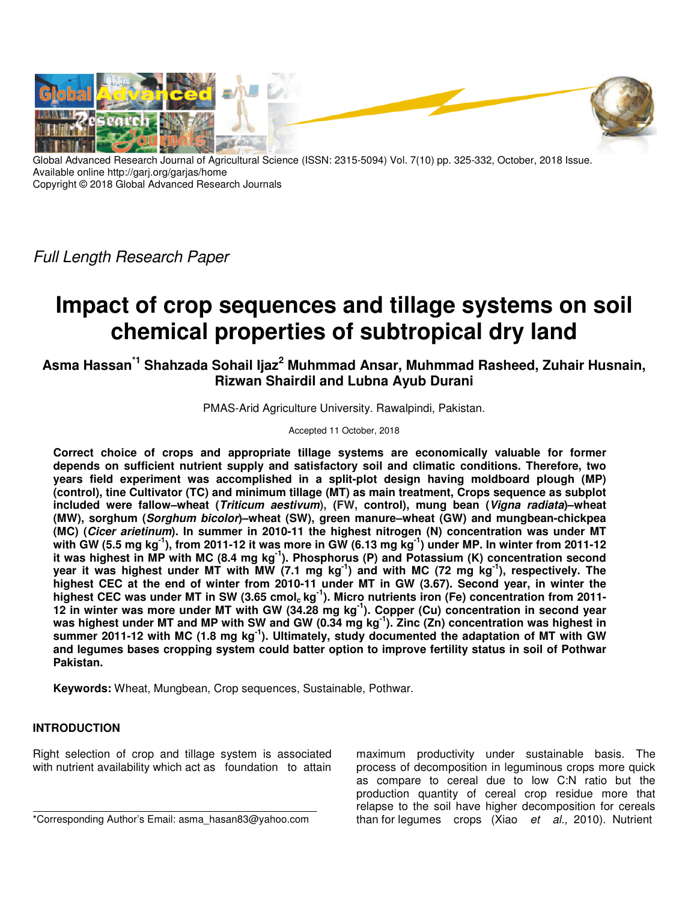Global Advanced Research Journal of Agricultural Science (ISSN: 2315-5094) Vol. 7(10) pp. 325-332, October, 2018 Issue.
Available online http://garj.org/garjas/home
Copyright © 2018 Global Advanced Research Journals

*Full Length Research Paper*

# Impact of crop sequences and tillage systems on soil chemical properties of subtropical dry land

**Asma Hassan[*1] Shahzada Sohail Ijaz[2] Muhmmad Ansar, Muhmmad Rasheed, Zuhair Husnain, Rizwan Shairdil and Lubna Ayub Durani**

PMAS-Arid Agriculture University. Rawalpindi, Pakistan.

Accepted 11 October, 2018

**Correct choice of crops and appropriate tillage systems are economically valuable for former depends on sufficient nutrient supply and satisfactory soil and climatic conditions. Therefore, two years field experiment was accomplished in a split-plot design having moldboard plough (MP) (control), tine Cultivator (TC) and minimum tillage (MT) as main treatment, Crops sequence as subplot included were fallow–wheat (*Triticum aestivum*), (FW, control), mung bean (*Vigna radiata*)–wheat (MW), sorghum (*Sorghum bicolor*)–wheat (SW), green manure–wheat (GW) and mungbean-chickpea (MC) (*Cicer arietinum*). In summer in 2010-11 the highest nitrogen (N) concentration was under MT with GW (5.5 mg $kg^{-1}$), from 2011-12 it was more in GW (6.13 mg $kg^{-1}$) under MP. In winter from 2011-12 it was highest in MP with MC (8.4 mg $kg^{-1}$). Phosphorus (P) and Potassium (K) concentration second year it was highest under MT with MW (7.1 mg $kg^{-1}$) and with MC (72 mg $kg^{-1}$), respectively. The highest CEC at the end of winter from 2010-11 under MT in GW (3.67). Second year, in winter the highest CEC was under MT in SW (3.65 $cmol_c$ $kg^{-1}$). Micro nutrients iron (Fe) concentration from 2011-12 in winter was more under MT with GW (34.28 mg $kg^{-1}$). Copper (Cu) concentration in second year was highest under MT and MP with SW and GW (0.34 mg $kg^{-1}$). Zinc (Zn) concentration was highest in summer 2011-12 with MC (1.8 mg $kg^{-1}$). Ultimately, study documented the adaptation of MT with GW and legumes bases cropping system could batter option to improve fertility status in soil of Pothwar Pakistan.**

**Keywords:** Wheat, Mungbean, Crop sequences, Sustainable, Pothwar.

## INTRODUCTION

Right selection of crop and tillage system is associated with nutrient availability which act as foundation to attain maximum productivity under sustainable basis. The process of decomposition in leguminous crops more quick as compare to cereal due to low C:N ratio but the production quantity of cereal crop residue more that relapse to the soil have higher decomposition for cereals than for legumes crops (Xiao *et al.,* 2010). Nutrient

*Corresponding Author's Email: asma_hasan83@yahoo.com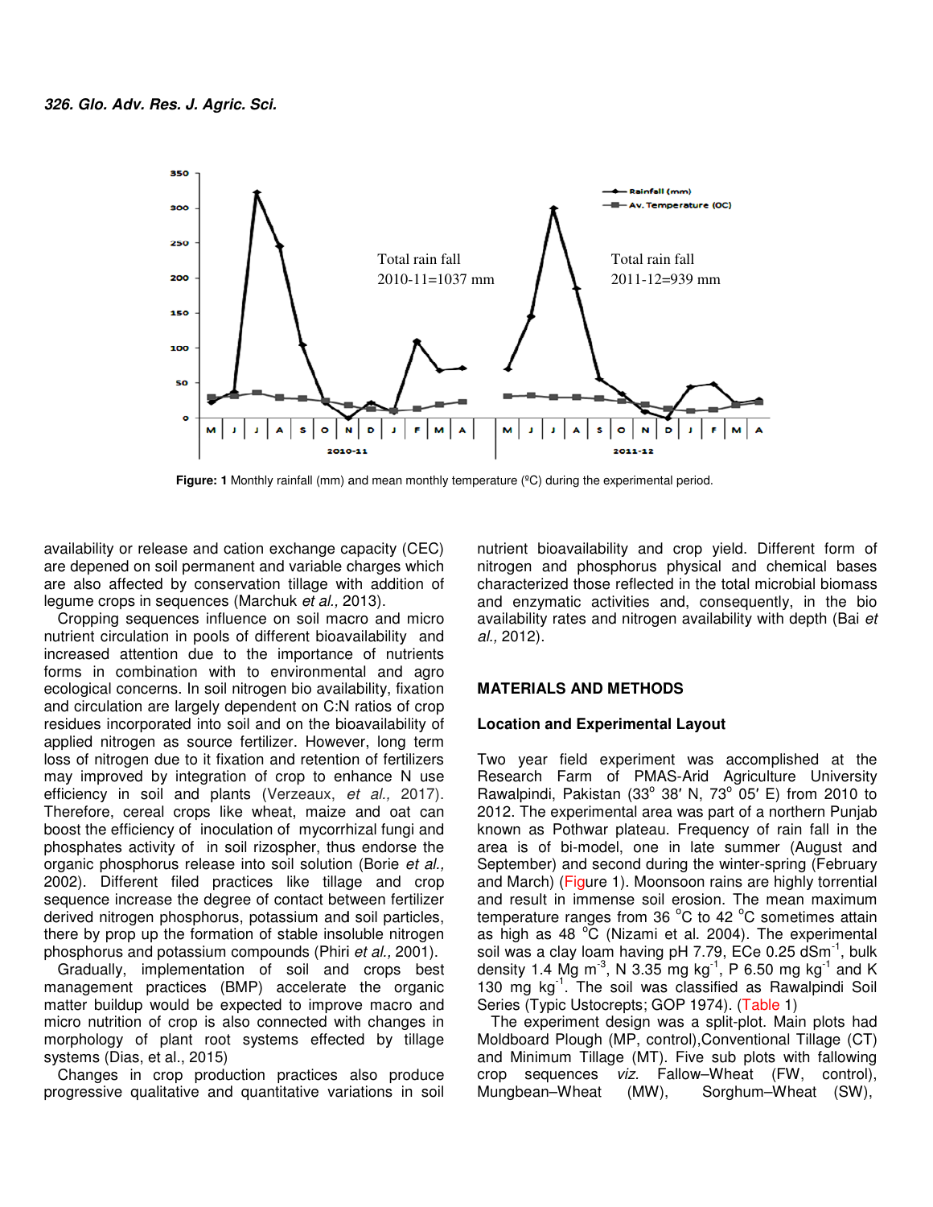350
300
250
200
150
100
50
0

Rainfall (mm)
Av. Temperature (OC)

Total rain fall
2010-11=1037 mm

Total rain fall
2011-12=939 mm

M J J A S O N D J F M A
2010-11

M J J A S O N D J F M A
2011-12

**Figure: 1** Monthly rainfall (mm) and mean monthly temperature (ºC) during the experimental period.

availability or release and cation exchange capacity (CEC) are depened on soil permanent and variable charges which are also affected by conservation tillage with addition of legume crops in sequences (Marchuk *et al.,* 2013).

Cropping sequences influence on soil macro and micro nutrient circulation in pools of different bioavailability and increased attention due to the importance of nutrients forms in combination with to environmental and agro ecological concerns. In soil nitrogen bio availability, fixation and circulation are largely dependent on C:N ratios of crop residues incorporated into soil and on the bioavailability of applied nitrogen as source fertilizer. However, long term loss of nitrogen due to it fixation and retention of fertilizers may improved by integration of crop to enhance N use efficiency in soil and plants (Verzeaux, *et al.,* 2017). Therefore, cereal crops like wheat, maize and oat can boost the efficiency of inoculation of mycorrhizal fungi and phosphates activity of in soil rizospher, thus endorse the organic phosphorus release into soil solution (Borie *et al.,* 2002). Different filed practices like tillage and crop sequence increase the degree of contact between fertilizer derived nitrogen phosphorus, potassium and soil particles, there by prop up the formation of stable insoluble nitrogen phosphorus and potassium compounds (Phiri *et al.,* 2001).

Gradually, implementation of soil and crops best management practices (BMP) accelerate the organic matter buildup would be expected to improve macro and micro nutrition of crop is also connected with changes in morphology of plant root systems effected by tillage systems (Dias, et al., 2015)

Changes in crop production practices also produce progressive qualitative and quantitative variations in soil nutrient bioavailability and crop yield. Different form of nitrogen and phosphorus physical and chemical bases characterized those reflected in the total microbial biomass and enzymatic activities and, consequently, in the bio availability rates and nitrogen availability with depth (Bai *et al.,* 2012).

## MATERIALS AND METHODS

### Location and Experimental Layout

Two year field experiment was accomplished at the Research Farm of PMAS-Arid Agriculture University Rawalpindi, Pakistan (33º 38′ N, 73º 05′ E) from 2010 to 2012. The experimental area was part of a northern Punjab known as Pothwar plateau. Frequency of rain fall in the area is of bi-model, one in late summer (August and September) and second during the winter-spring (February and March) (Figure 1). Moonsoon rains are highly torrential and result in immense soil erosion. The mean maximum temperature ranges from 36 ºC to 42 ºC sometimes attain as high as 48 ºC (Nizami et al. 2004). The experimental soil was a clay loam having pH 7.79, ECe 0.25 $dSm^{-1}$, bulk density 1.4 Mg $m^{-3}$, N 3.35 mg $kg^{-1}$, P 6.50 mg $kg^{-1}$ and K 130 mg $kg^{-1}$. The soil was classified as Rawalpindi Soil Series (Typic Ustocrepts; GOP 1974). (Table 1)

The experiment design was a split-plot. Main plots had Moldboard Plough (MP, control),Conventional Tillage (CT) and Minimum Tillage (MT). Five sub plots with fallowing crop sequences *viz.* Fallow–Wheat (FW, control), Mungbean–Wheat (MW), Sorghum–Wheat (SW),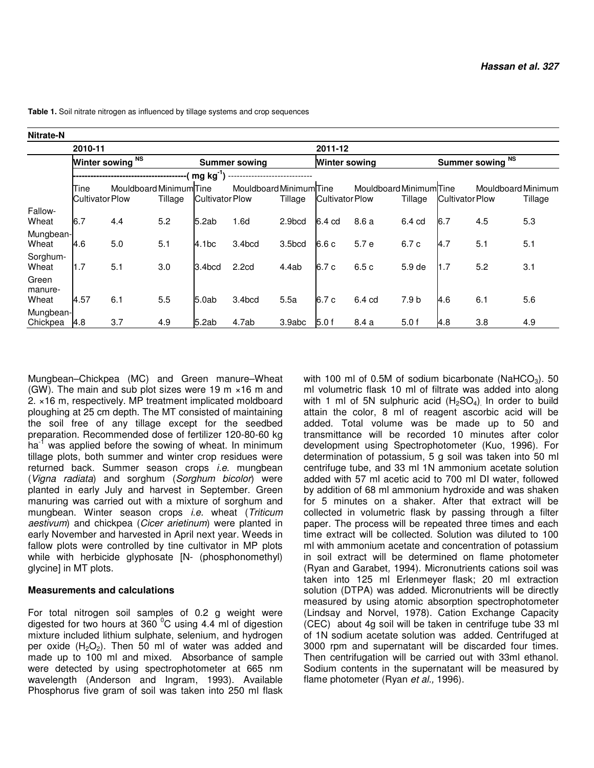**Table 1.** Soil nitrate nitrogen as influenced by tillage systems and crop sequences

| Nitrate-N | 2010-11 | | | | | | 2011-12 | | | | | |
|---|---|---|---|---|---|---|---|---|---|---|---|---|
| | Winter sowing $^{NS}$ | | | Summer sowing | | | Winter sowing | | | Summer sowing $^{NS}$ | | |
| | (mg kg$^{-1}$) | | | | | | | | | | | |
| | Tine Cultivator | Mouldboard Plow | Minimum Tillage | Tine Cultivator | Mouldboard Plow | Minimum Tillage | Tine Cultivator | Mouldboard Plow | Minimum Tillage | Tine Cultivator | Mouldboard Plow | Minimum Tillage |
| Fallow-Wheat | 6.7 | 4.4 | 5.2 | 5.2ab | 1.6d | 2.9bcd | 6.4 cd | 8.6 a | 6.4 cd | 6.7 | 4.5 | 5.3 |
| Mungbean-Wheat | 4.6 | 5.0 | 5.1 | 4.1bc | 3.4bcd | 3.5bcd | 6.6 c | 5.7 e | 6.7 c | 4.7 | 5.1 | 5.1 |
| Sorghum-Wheat | 1.7 | 5.1 | 3.0 | 3.4bcd | 2.2cd | 4.4ab | 6.7 c | 6.5 c | 5.9 de | 1.7 | 5.2 | 3.1 |
| Green manure-Wheat | 4.57 | 6.1 | 5.5 | 5.0ab | 3.4bcd | 5.5a | 6.7 c | 6.4 cd | 7.9 b | 4.6 | 6.1 | 5.6 |
| Mungbean-Chickpea | 4.8 | 3.7 | 4.9 | 5.2ab | 4.7ab | 3.9abc | 5.0 f | 8.4 a | 5.0 f | 4.8 | 3.8 | 4.9 |

Mungbean–Chickpea (MC) and Green manure–Wheat (GW). The main and sub plot sizes were 19 m ×16 m and 2. ×16 m, respectively. MP treatment implicated moldboard ploughing at 25 cm depth. The MT consisted of maintaining the soil free of any tillage except for the seedbed preparation. Recommended dose of fertilizer 120-80-60 kg ha$^{-1}$ was applied before the sowing of wheat. In minimum tillage plots, both summer and winter crop residues were returned back. Summer season crops *i.e.* mungbean (*Vigna radiata*) and sorghum (*Sorghum bicolor*) were planted in early July and harvest in September. Green manuring was carried out with a mixture of sorghum and mungbean. Winter season crops *i.e.* wheat (*Triticum aestivum*) and chickpea (*Cicer arietinum*) were planted in early November and harvested in April next year. Weeds in fallow plots were controlled by tine cultivator in MP plots while with herbicide glyphosate [N- (phosphonomethyl) glycine] in MT plots.

### Measurements and calculations

For total nitrogen soil samples of 0.2 g weight were digested for two hours at 360 $^{0}$C using 4.4 ml of digestion mixture included lithium sulphate, selenium, and hydrogen per oxide ($H_2O_2$). Then 50 ml of water was added and made up to 100 ml and mixed. Absorbance of sample were detected by using spectrophotometer at 665 nm wavelength (Anderson and Ingram, 1993). Available Phosphorus five gram of soil was taken into 250 ml flask with 100 ml of 0.5M of sodium bicarbonate ($NaHCO_3$). 50 ml volumetric flask 10 ml of filtrate was added into along with 1 ml of 5N sulphuric acid ($H_2SO_4$). In order to build attain the color, 8 ml of reagent ascorbic acid will be added. Total volume was be made up to 50 and transmittance will be recorded 10 minutes after color development using Spectrophotometer (Kuo, 1996). For determination of potassium, 5 g soil was taken into 50 ml centrifuge tube, and 33 ml 1N ammonium acetate solution added with 57 ml acetic acid to 700 ml DI water, followed by addition of 68 ml ammonium hydroxide and was shaken for 5 minutes on a shaker. After that extract will be collected in volumetric flask by passing through a filter paper. The process will be repeated three times and each time extract will be collected. Solution was diluted to 100 ml with ammonium acetate and concentration of potassium in soil extract will be determined on flame photometer (Ryan and Garabet*,* 1994). Micronutrients cations soil was taken into 125 ml Erlenmeyer flask; 20 ml extraction solution (DTPA) was added. Micronutrients will be directly measured by using atomic absorption spectrophotometer (Lindsay and Norvel, 1978). Cation Exchange Capacity (CEC) about 4g soil will be taken in centrifuge tube 33 ml of 1N sodium acetate solution was added. Centrifuged at 3000 rpm and supernatant will be discarded four times. Then centrifugation will be carried out with 33ml ethanol. Sodium contents in the supernatant will be measured by flame photometer (Ryan *et al.,* 1996).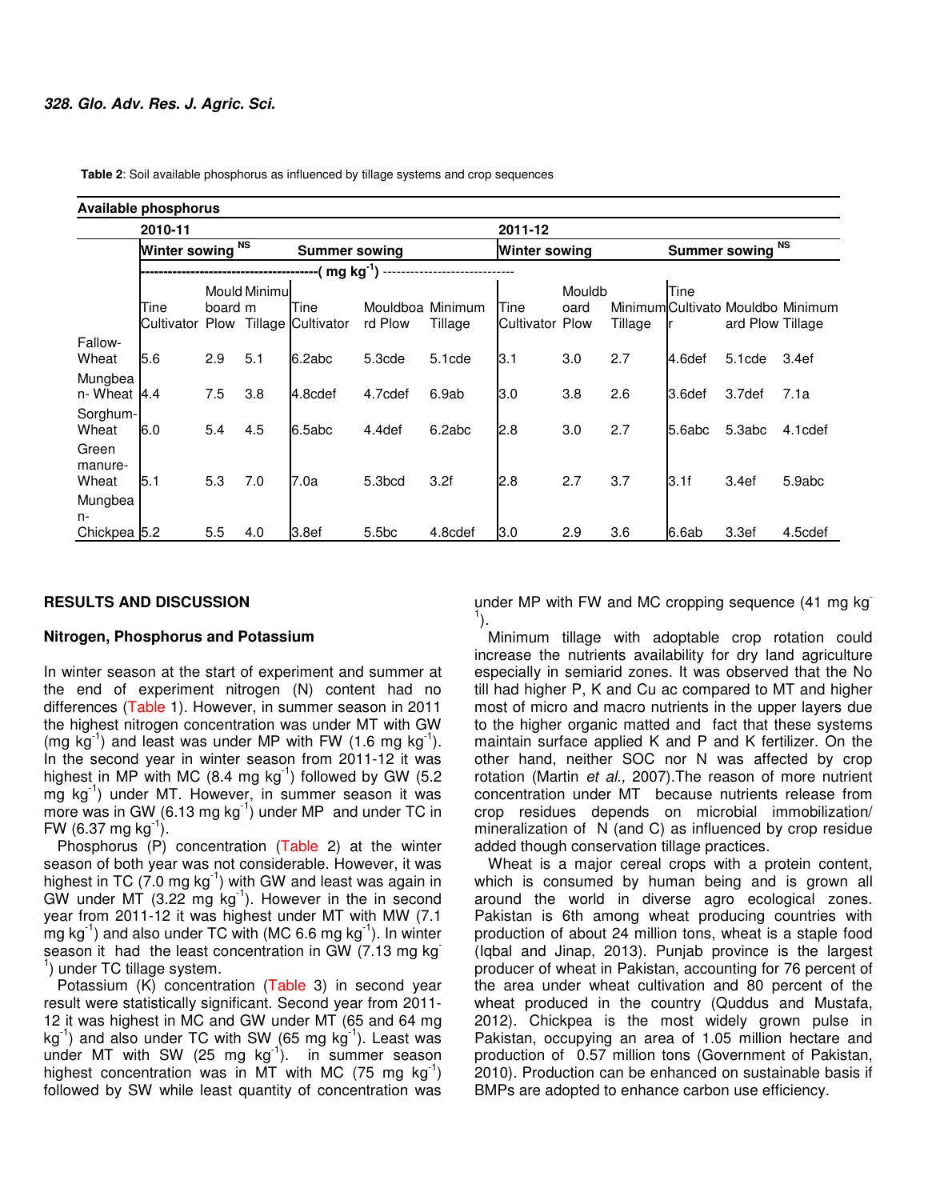**Table 2**: Soil available phosphorus as influenced by tillage systems and crop sequences

| Available phosphorus | | | | | | | | | | | | |
|---|---|---|---|---|---|---|---|---|---|---|---|---|
| | 2010-11 | | | | | | 2011-12 | | | | | |
| | Winter sowing $^{NS}$ | | | Summer sowing | | | Winter sowing | | | Summer sowing $^{NS}$ | | |
| | ( mg kg$^{-1}$) | | | | | | | | | | | |
| | Tine Cultivator | Mould board Plow | Minimum Tillage | Tine Cultivator | Mouldboard Plow | Minimum Tillage | Tine Cultivator | Mouldboard Plow | Minimum Tillage | Tine Cultivator | Mouldboard Plow | Minimum Tillage |
| Fallow-Wheat | 5.6 | 2.9 | 5.1 | 6.2abc | 5.3cde | 5.1cde | 3.1 | 3.0 | 2.7 | 4.6def | 5.1cde | 3.4ef |
| Mungbean- Wheat | 4.4 | 7.5 | 3.8 | 4.8cdef | 4.7cdef | 6.9ab | 3.0 | 3.8 | 2.6 | 3.6def | 3.7def | 7.1a |
| Sorghum-Wheat | 6.0 | 5.4 | 4.5 | 6.5abc | 4.4def | 6.2abc | 2.8 | 3.0 | 2.7 | 5.6abc | 5.3abc | 4.1cdef |
| Green manure-Wheat | 5.1 | 5.3 | 7.0 | 7.0a | 5.3bcd | 3.2f | 2.8 | 2.7 | 3.7 | 3.1f | 3.4ef | 5.9abc |
| Mungbean-Chickpea | 5.2 | 5.5 | 4.0 | 3.8ef | 5.5bc | 4.8cdef | 3.0 | 2.9 | 3.6 | 6.6ab | 3.3ef | 4.5cdef |

## RESULTS AND DISCUSSION

### Nitrogen, Phosphorus and Potassium

In winter season at the start of experiment and summer at the end of experiment nitrogen (N) content had no differences (Table 1). However, in summer season in 2011 the highest nitrogen concentration was under MT with GW (mg kg$^{-1}$) and least was under MP with FW (1.6 mg kg$^{-1}$). In the second year in winter season from 2011-12 it was highest in MP with MC (8.4 mg kg$^{-1}$) followed by GW (5.2 mg kg$^{-1}$) under MT. However, in summer season it was more was in GW (6.13 mg kg$^{-1}$) under MP and under TC in FW (6.37 mg kg$^{-1}$).

Phosphorus (P) concentration (Table 2) at the winter season of both year was not considerable. However, it was highest in TC (7.0 mg kg$^{-1}$) with GW and least was again in GW under MT (3.22 mg kg$^{-1}$). However in the in second year from 2011-12 it was highest under MT with MW (7.1 mg kg$^{-1}$) and also under TC with (MC 6.6 mg kg$^{-1}$). In winter season it had the least concentration in GW (7.13 mg kg$^{-1}$) under TC tillage system.

Potassium (K) concentration (Table 3) in second year result were statistically significant. Second year from 2011-12 it was highest in MC and GW under MT (65 and 64 mg kg$^{-1}$) and also under TC with SW (65 mg kg$^{-1}$). Least was under MT with SW (25 mg kg$^{-1}$). in summer season highest concentration was in MT with MC (75 mg kg$^{-1}$) followed by SW while least quantity of concentration was under MP with FW and MC cropping sequence (41 mg kg$^{-1}$).

Minimum tillage with adoptable crop rotation could increase the nutrients availability for dry land agriculture especially in semiarid zones. It was observed that the No till had higher P, K and Cu ac compared to MT and higher most of micro and macro nutrients in the upper layers due to the higher organic matted and fact that these systems maintain surface applied K and P and K fertilizer. On the other hand, neither SOC nor N was affected by crop rotation (Martin *et al.,* 2007).The reason of more nutrient concentration under MT because nutrients release from crop residues depends on microbial immobilization/ mineralization of N (and C) as influenced by crop residue added though conservation tillage practices.

Wheat is a major cereal crops with a protein content, which is consumed by human being and is grown all around the world in diverse agro ecological zones. Pakistan is 6th among wheat producing countries with production of about 24 million tons, wheat is a staple food (Iqbal and Jinap, 2013). Punjab province is the largest producer of wheat in Pakistan, accounting for 76 percent of the area under wheat cultivation and 80 percent of the wheat produced in the country (Quddus and Mustafa, 2012). Chickpea is the most widely grown pulse in Pakistan, occupying an area of 1.05 million hectare and production of 0.57 million tons (Government of Pakistan, 2010). Production can be enhanced on sustainable basis if BMPs are adopted to enhance carbon use efficiency.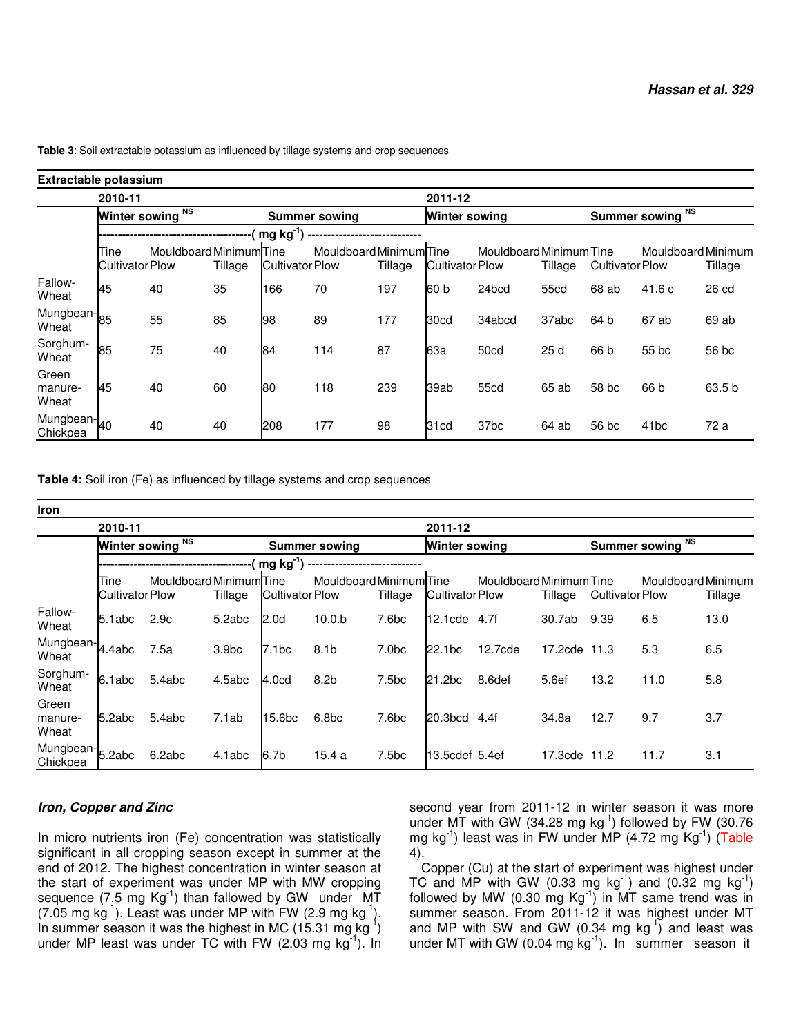**Table 3**: Soil extractable potassium as influenced by tillage systems and crop sequences

| Extractable potassium | | | | | | | | | | | | |
|---|---|---|---|---|---|---|---|---|---|---|---|---|
| | 2010-11 | | | | | | 2011-12 | | | | | |
| | Winter sowing [NS] | | | Summer sowing | | | Winter sowing | | | Summer sowing [NS] | | |
| | ( mg $kg^{-1}$) | | | | | | | | | | | |
| | Tine Cultivator | Mouldboard Plow | Minimum Tillage | Tine Cultivator | Mouldboard Plow | Minimum Tillage | Tine Cultivator | Mouldboard Plow | Minimum Tillage | Tine Cultivator | Mouldboard Plow | Minimum Tillage |
| Fallow-Wheat | 45 | 40 | 35 | 166 | 70 | 197 | 60 b | 24bcd | 55cd | 68 ab | 41.6 c | 26 cd |
| Mungbean-Wheat | 85 | 55 | 85 | 98 | 89 | 177 | 30cd | 34abcd | 37abc | 64 b | 67 ab | 69 ab |
| Sorghum-Wheat | 85 | 75 | 40 | 84 | 114 | 87 | 63a | 50cd | 25 d | 66 b | 55 bc | 56 bc |
| Green manure-Wheat | 45 | 40 | 60 | 80 | 118 | 239 | 39ab | 55cd | 65 ab | 58 bc | 66 b | 63.5 b |
| Mungbean-Chickpea | 40 | 40 | 40 | 208 | 177 | 98 | 31cd | 37bc | 64 ab | 56 bc | 41bc | 72 a |

**Table 4:** Soil iron (Fe) as influenced by tillage systems and crop sequences

| Iron | | | | | | | | | | | | |
|---|---|---|---|---|---|---|---|---|---|---|---|---|
| | 2010-11 | | | | | | 2011-12 | | | | | |
| | Winter sowing [NS] | | | Summer sowing | | | Winter sowing | | | Summer sowing [NS] | | |
| | ( mg $kg^{-1}$) | | | | | | | | | | | |
| | Tine Cultivator | Mouldboard Plow | Minimum Tillage | Tine Cultivator | Mouldboard Plow | Minimum Tillage | Tine Cultivator | Mouldboard Plow | Minimum Tillage | Tine Cultivator | Mouldboard Plow | Minimum Tillage |
| Fallow-Wheat | 5.1abc | 2.9c | 5.2abc | 2.0d | 10.0.b | 7.6bc | 12.1cde | 4.7f | 30.7ab | 9.39 | 6.5 | 13.0 |
| Mungbean-Wheat | 4.4abc | 7.5a | 3.9bc | 7.1bc | 8.1b | 7.0bc | 22.1bc | 12.7cde | 17.2cde | 11.3 | 5.3 | 6.5 |
| Sorghum-Wheat | 6.1abc | 5.4abc | 4.5abc | 4.0cd | 8.2b | 7.5bc | 21.2bc | 8.6def | 5.6ef | 13.2 | 11.0 | 5.8 |
| Green manure-Wheat | 5.2abc | 5.4abc | 7.1ab | 15.6bc | 6.8bc | 7.6bc | 20.3bcd | 4.4f | 34.8a | 12.7 | 9.7 | 3.7 |
| Mungbean-Chickpea | 5.2abc | 6.2abc | 4.1abc | 6.7b | 15.4 a | 7.5bc | 13.5cdef | 5.4ef | 17.3cde | 11.2 | 11.7 | 3.1 |

### *Iron, Copper and Zinc*

In micro nutrients iron (Fe) concentration was statistically significant in all cropping season except in summer at the end of 2012. The highest concentration in winter season at the start of experiment was under MP with MW cropping sequence (7.5 mg $Kg^{-1}$) than fallowed by GW under MT (7.05 mg $kg^{-1}$). Least was under MP with FW (2.9 mg $kg^{-1}$). In summer season it was the highest in MC (15.31 mg $kg^{-1}$) under MP least was under TC with FW (2.03 mg $kg^{-1}$). In second year from 2011-12 in winter season it was more under MT with GW (34.28 mg $kg^{-1}$) followed by FW (30.76 mg $kg^{-1}$) least was in FW under MP (4.72 mg $Kg^{-1}$) (Table 4).

Copper (Cu) at the start of experiment was highest under TC and MP with GW (0.33 mg $kg^{-1}$) and (0.32 mg $kg^{-1}$) followed by MW (0.30 mg $Kg^{-1}$) in MT same trend was in summer season. From 2011-12 it was highest under MT and MP with SW and GW (0.34 mg $kg^{-1}$) and least was under MT with GW (0.04 mg $kg^{-1}$). In summer season it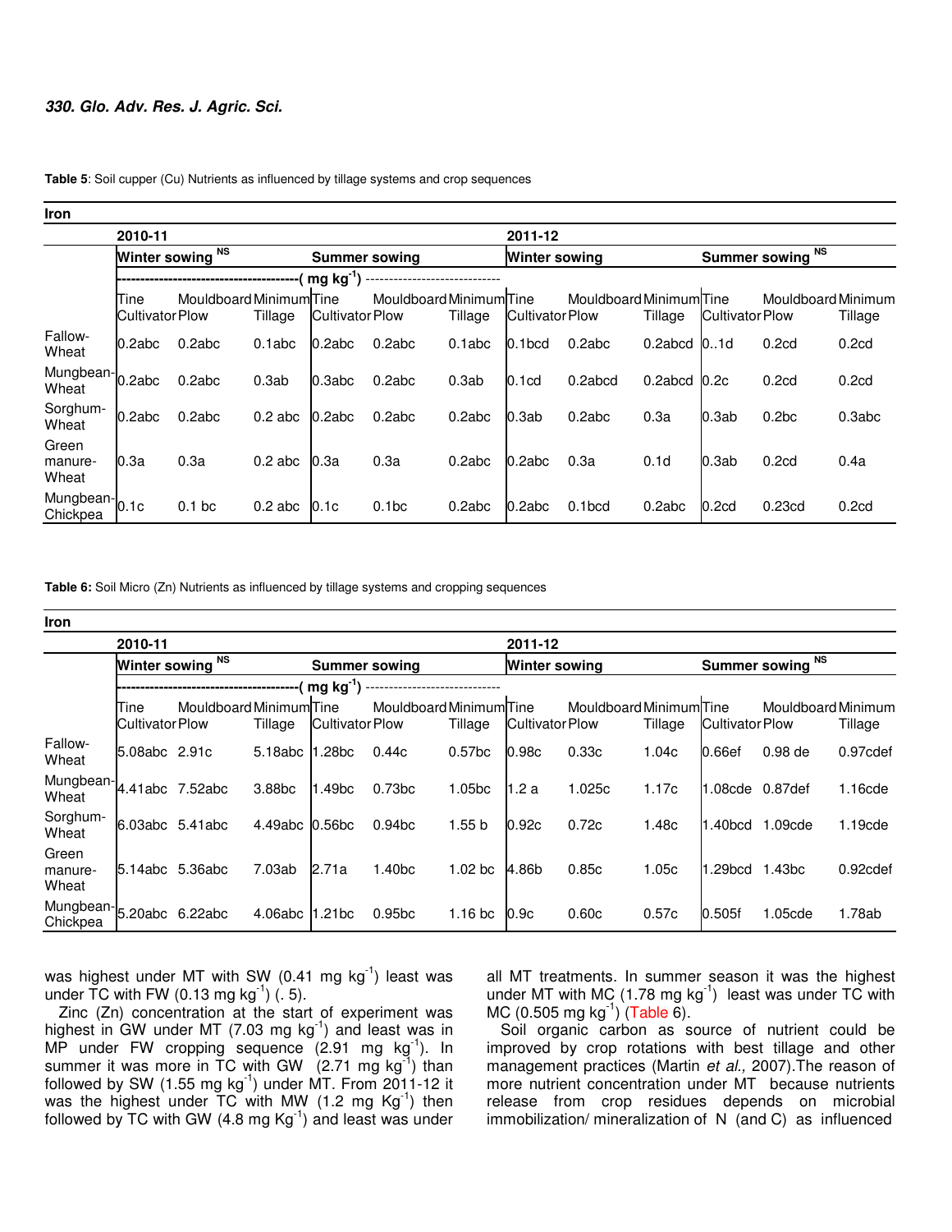**Table 5**: Soil cupper (Cu) Nutrients as influenced by tillage systems and crop sequences

| Iron | 2010-11 | | | | | | 2011-12 | | | | | |
|---|---|---|---|---|---|---|---|---|---|---|---|---|
| | Winter sowing [NS] | | | Summer sowing | | | Winter sowing | | | Summer sowing [NS] | | |
| | ------( mg kg$^{-1}$) ------ | | | | | | | | | | | |
| | Tine Cultivator | Mouldboard Plow | Minimum Tillage | Tine Cultivator | Mouldboard Plow | Minimum Tillage | Tine Cultivator | Mouldboard Plow | Minimum Tillage | Tine Cultivator | Mouldboard Plow | Minimum Tillage |
| Fallow-Wheat | 0.2abc | 0.2abc | 0.1abc | 0.2abc | 0.2abc | 0.1abc | 0.1bcd | 0.2abc | 0.2abcd | 0..1d | 0.2cd | 0.2cd |
| Mungbean-Wheat | 0.2abc | 0.2abc | 0.3ab | 0.3abc | 0.2abc | 0.3ab | 0.1cd | 0.2abcd | 0.2abcd | 0.2c | 0.2cd | 0.2cd |
| Sorghum-Wheat | 0.2abc | 0.2abc | 0.2 abc | 0.2abc | 0.2abc | 0.2abc | 0.3ab | 0.2abc | 0.3a | 0.3ab | 0.2bc | 0.3abc |
| Green manure-Wheat | 0.3a | 0.3a | 0.2 abc | 0.3a | 0.3a | 0.2abc | 0.2abc | 0.3a | 0.1d | 0.3ab | 0.2cd | 0.4a |
| Mungbean-Chickpea | 0.1c | 0.1 bc | 0.2 abc | 0.1c | 0.1bc | 0.2abc | 0.2abc | 0.1bcd | 0.2abc | 0.2cd | 0.23cd | 0.2cd |

**Table 6:** Soil Micro (Zn) Nutrients as influenced by tillage systems and cropping sequences

| Iron | 2010-11 | | | | | | 2011-12 | | | | | |
|---|---|---|---|---|---|---|---|---|---|---|---|---|
| | Winter sowing [NS] | | | Summer sowing | | | Winter sowing | | | Summer sowing [NS] | | |
| | ------( mg kg$^{-1}$) ------ | | | | | | | | | | | |
| | Tine Cultivator | Mouldboard Plow | Minimum Tillage | Tine Cultivator | Mouldboard Plow | Minimum Tillage | Tine Cultivator | Mouldboard Plow | Minimum Tillage | Tine Cultivator | Mouldboard Plow | Minimum Tillage |
| Fallow-Wheat | 5.08abc | 2.91c | 5.18abc | 1.28bc | 0.44c | 0.57bc | 0.98c | 0.33c | 1.04c | 0.66ef | 0.98 de | 0.97cdef |
| Mungbean-Wheat | 4.41abc | 7.52abc | 3.88bc | 1.49bc | 0.73bc | 1.05bc | 1.2 a | 1.025c | 1.17c | 1.08cde | 0.87def | 1.16cde |
| Sorghum-Wheat | 6.03abc | 5.41abc | 4.49abc | 0.56bc | 0.94bc | 1.55 b | 0.92c | 0.72c | 1.48c | 1.40bcd | 1.09cde | 1.19cde |
| Green manure-Wheat | 5.14abc | 5.36abc | 7.03ab | 2.71a | 1.40bc | 1.02 bc | 4.86b | 0.85c | 1.05c | 1.29bcd | 1.43bc | 0.92cdef |
| Mungbean-Chickpea | 5.20abc | 6.22abc | 4.06abc | 1.21bc | 0.95bc | 1.16 bc | 0.9c | 0.60c | 0.57c | 0.505f | 1.05cde | 1.78ab |

was highest under MT with SW (0.41 mg kg$^{-1}$) least was under TC with FW (0.13 mg kg$^{-1}$) (. 5).

Zinc (Zn) concentration at the start of experiment was highest in GW under MT (7.03 mg kg$^{-1}$) and least was in MP under FW cropping sequence (2.91 mg kg$^{-1}$). In summer it was more in TC with GW (2.71 mg kg$^{-1}$) than followed by SW (1.55 mg kg$^{-1}$) under MT. From 2011-12 it was the highest under TC with MW (1.2 mg Kg$^{-1}$) then followed by TC with GW (4.8 mg Kg$^{-1}$) and least was under all MT treatments. In summer season it was the highest under MT with MC (1.78 mg kg$^{-1}$) least was under TC with MC (0.505 mg kg$^{-1}$) (Table 6).

Soil organic carbon as source of nutrient could be improved by crop rotations with best tillage and other management practices (Martin *et al.,* 2007).The reason of more nutrient concentration under MT because nutrients release from crop residues depends on microbial immobilization/ mineralization of N (and C) as influenced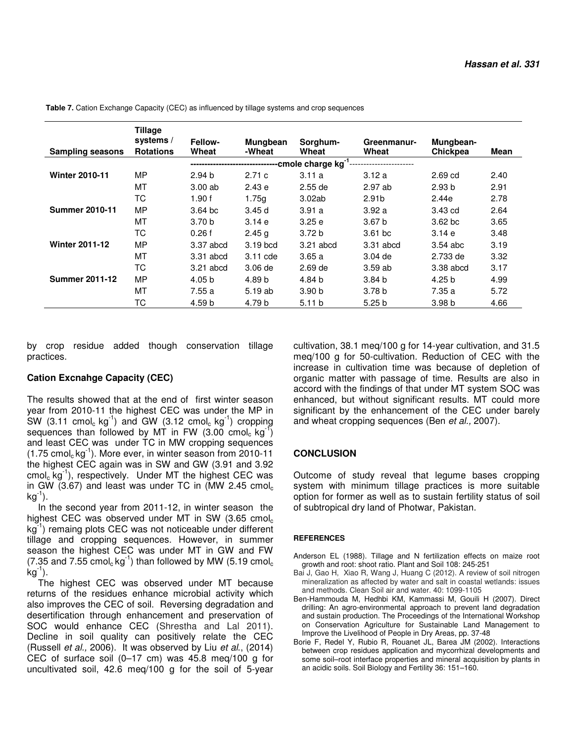**Table 7.** Cation Exchange Capacity (CEC) as influenced by tillage systems and crop sequences

| Sampling seasons | Tillage systems / Rotations | Fellow-Wheat | Mungbean -Wheat | Sorghum-Wheat | Greenmanur-Wheat | Mungbean-Chickpea | Mean |
|---|---|---|---|---|---|---|---|
| | | -------------------------------cmole charge kg$^{-1}$ | ----------------------- | | | | |
| **Winter 2010-11** | MP | 2.94 b | 2.71 c | 3.11 a | 3.12 a | 2.69 cd | 2.40 |
| | MT | 3.00 ab | 2.43 e | 2.55 de | 2.97 ab | 2.93 b | 2.91 |
| | TC | 1.90 f | 1.75g | 3.02ab | 2.91b | 2.44e | 2.78 |
| **Summer 2010-11** | MP | 3.64 bc | 3.45 d | 3.91 a | 3.92 a | 3.43 cd | 2.64 |
| | MT | 3.70 b | 3.14 e | 3.25 e | 3.67 b | 3.62 bc | 3.65 |
| | TC | 0.26 f | 2.45 g | 3.72 b | 3.61 bc | 3.14 e | 3.48 |
| **Winter 2011-12** | MP | 3.37 abcd | 3.19 bcd | 3.21 abcd | 3.31 abcd | 3.54 abc | 3.19 |
| | MT | 3.31 abcd | 3.11 cde | 3.65 a | 3.04 de | 2.733 de | 3.32 |
| | TC | 3.21 abcd | 3.06 de | 2.69 de | 3.59 ab | 3.38 abcd | 3.17 |
| **Summer 2011-12** | MP | 4.05 b | 4.89 b | 4.84 b | 3.84 b | 4.25 b | 4.99 |
| | MT | 7.55 a | 5.19 ab | 3.90 b | 3.78 b | 7.35 a | 5.72 |
| | TC | 4.59 b | 4.79 b | 5.11 b | 5.25 b | 3.98 b | 4.66 |

by crop residue added though conservation tillage practices.

### Cation Excnahge Capacity (CEC)

The results showed that at the end of first winter season year from 2010-11 the highest CEC was under the MP in SW (3.11 cmol$_c$ kg$^{-1}$) and GW (3.12 cmol$_c$ kg$^{-1}$) cropping sequences than followed by MT in FW (3.00 cmol$_c$ kg$^{-1}$) and least CEC was under TC in MW cropping sequences (1.75 cmol$_c$ kg$^{-1}$). More ever, in winter season from 2010-11 the highest CEC again was in SW and GW (3.91 and 3.92 cmol$_c$ kg$^{-1}$), respectively. Under MT the highest CEC was in GW (3.67) and least was under TC in (MW 2.45 cmol$_c$ kg$^{-1}$).

In the second year from 2011-12, in winter season the highest CEC was observed under MT in SW (3.65 cmol$_c$ kg$^{-1}$) remaing plots CEC was not noticeable under different tillage and cropping sequences. However, in summer season the highest CEC was under MT in GW and FW (7.35 and 7.55 cmol$_c$ kg$^{-1}$) than followed by MW (5.19 cmol$_c$ kg$^{-1}$).

The highest CEC was observed under MT because returns of the residues enhance microbial activity which also improves the CEC of soil. Reversing degradation and desertification through enhancement and preservation of SOC would enhance CEC (Shrestha and Lal 2011). Decline in soil quality can positively relate the CEC (Russell *et al.,* 2006). It was observed by Liu *et al*., (2014) CEC of surface soil (0–17 cm) was 45.8 meq/100 g for uncultivated soil, 42.6 meq/100 g for the soil of 5-year cultivation, 38.1 meq/100 g for 14-year cultivation, and 31.5 meq/100 g for 50-cultivation. Reduction of CEC with the increase in cultivation time was because of depletion of organic matter with passage of time. Results are also in accord with the findings of that under MT system SOC was enhanced, but without significant results. MT could more significant by the enhancement of the CEC under barely and wheat cropping sequences (Ben *et al.,* 2007).

## CONCLUSION

Outcome of study reveal that legume bases cropping system with minimum tillage practices is more suitable option for former as well as to sustain fertility status of soil of subtropical dry land of Photwar, Pakistan.

#### REFERENCES

Anderson EL (1988). Tillage and N fertilization effects on maize root growth and root: shoot ratio. Plant and Soil 108: 245-251

Bai J, Gao H, Xiao R, Wang J, Huang C (2012). A review of soil nitrogen mineralization as affected by water and salt in coastal wetlands: issues and methods. Clean Soil air and water. 40: 1099-1105

Ben-Hammouda M, Hedhbi KM, Kammassi M, Gouili H (2007). Direct drilling: An agro-environmental approach to prevent land degradation and sustain production. The Proceedings of the International Workshop on Conservation Agriculture for Sustainable Land Management to Improve the Livelihood of People in Dry Areas, pp. 37-48

Borie F, Redel Y, Rubio R, Rouanet JL, Barea JM (2002). Interactions between crop residues application and mycorrhizal developments and some soil–root interface properties and mineral acquisition by plants in an acidic soils. Soil Biology and Fertility 36: 151–160.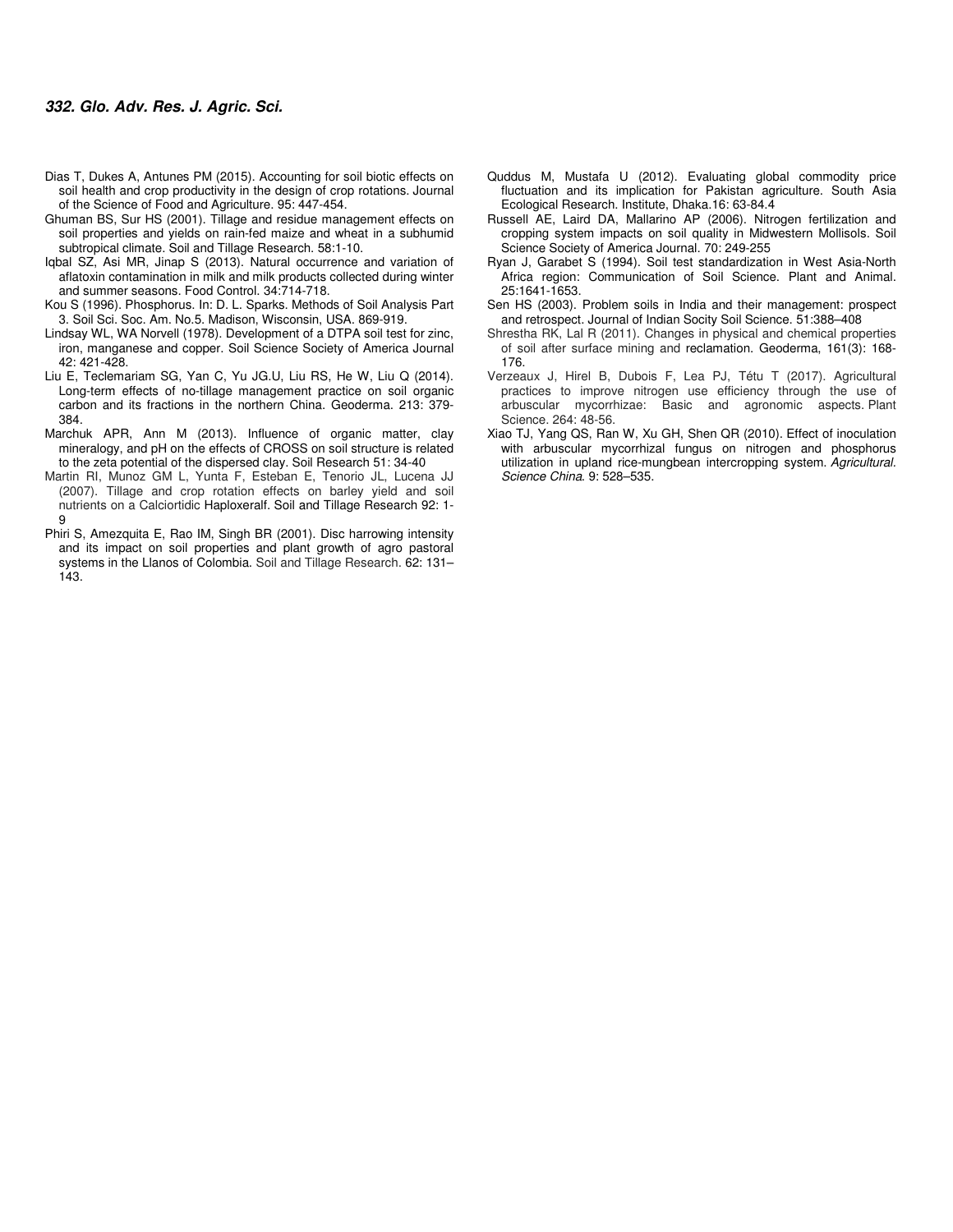Dias T, Dukes A, Antunes PM (2015). Accounting for soil biotic effects on soil health and crop productivity in the design of crop rotations. Journal of the Science of Food and Agriculture. 95: 447-454.

Ghuman BS, Sur HS (2001). Tillage and residue management effects on soil properties and yields on rain-fed maize and wheat in a subhumid subtropical climate. Soil and Tillage Research. 58:1-10.

Iqbal SZ, Asi MR, Jinap S (2013). Natural occurrence and variation of aflatoxin contamination in milk and milk products collected during winter and summer seasons. Food Control. 34:714-718.

Kou S (1996). Phosphorus. In: D. L. Sparks. Methods of Soil Analysis Part 3. Soil Sci. Soc. Am. No.5. Madison, Wisconsin, USA. 869-919.

Lindsay WL, WA Norvell (1978). Development of a DTPA soil test for zinc, iron, manganese and copper. Soil Science Society of America Journal 42: 421-428.

Liu E, Teclemariam SG, Yan C, Yu JG.U, Liu RS, He W, Liu Q (2014). Long-term effects of no-tillage management practice on soil organic carbon and its fractions in the northern China. Geoderma. 213: 379-384.

Marchuk APR, Ann M (2013). Influence of organic matter, clay mineralogy, and pH on the effects of CROSS on soil structure is related to the zeta potential of the dispersed clay. Soil Research 51: 34-40

Martin RI, Munoz GM L, Yunta F, Esteban E, Tenorio JL, Lucena JJ (2007). Tillage and crop rotation effects on barley yield and soil nutrients on a Calciortidic Haploxeralf. Soil and Tillage Research 92: 1-9

Phiri S, Amezquita E, Rao IM, Singh BR (2001). Disc harrowing intensity and its impact on soil properties and plant growth of agro pastoral systems in the Llanos of Colombia. Soil and Tillage Research. 62: 131–143.

Quddus M, Mustafa U (2012). Evaluating global commodity price fluctuation and its implication for Pakistan agriculture. South Asia Ecological Research. Institute, Dhaka.16: 63-84.4

Russell AE, Laird DA, Mallarino AP (2006). Nitrogen fertilization and cropping system impacts on soil quality in Midwestern Mollisols. Soil Science Society of America Journal. 70: 249-255

Ryan J, Garabet S (1994). Soil test standardization in West Asia-North Africa region: Communication of Soil Science. Plant and Animal. 25:1641-1653.

Sen HS (2003). Problem soils in India and their management: prospect and retrospect. Journal of Indian Socity Soil Science. 51:388–408

Shrestha RK, Lal R (2011). Changes in physical and chemical properties of soil after surface mining and reclamation. Geoderma, 161(3): 168-176.

Verzeaux J, Hirel B, Dubois F, Lea PJ, Tétu T (2017). Agricultural practices to improve nitrogen use efficiency through the use of arbuscular mycorrhizae: Basic and agronomic aspects. Plant Science. 264: 48-56.

Xiao TJ, Yang QS, Ran W, Xu GH, Shen QR (2010). Effect of inoculation with arbuscular mycorrhizal fungus on nitrogen and phosphorus utilization in upland rice-mungbean intercropping system. *Agricultural. Science China*. 9: 528–535.